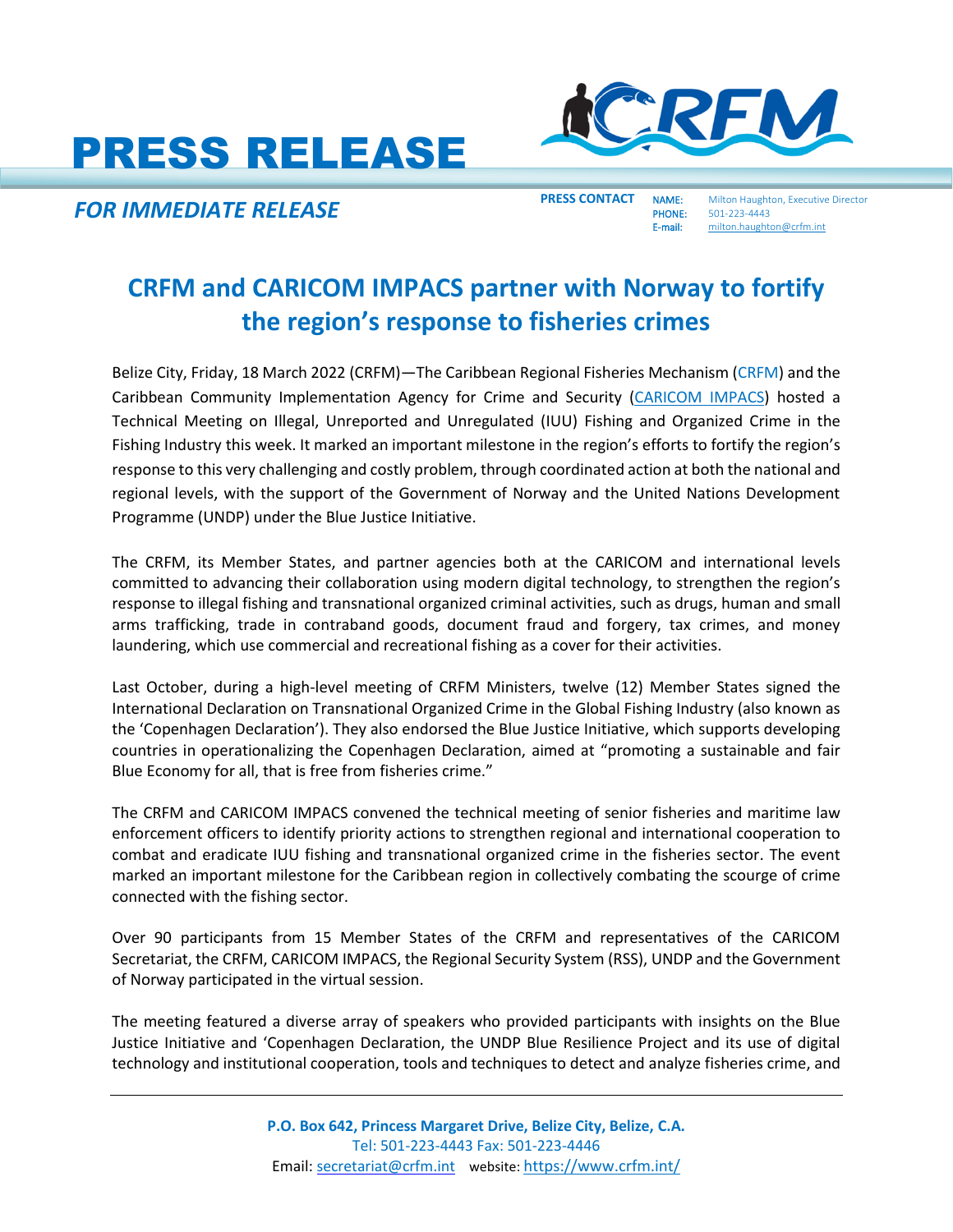# PRESS RELEASE

***FOR IMMEDIATE RELEASE***

**PRESS CONTACT**
NAME: Milton Haughton, Executive Director
PHONE: 501-223-4443
E-mail: milton.haughton@crfm.int

## CRFM and CARICOM IMPACS partner with Norway to fortify the region's response to fisheries crimes

Belize City, Friday, 18 March 2022 (CRFM)—The Caribbean Regional Fisheries Mechanism (CRFM) and the Caribbean Community Implementation Agency for Crime and Security (CARICOM IMPACS) hosted a Technical Meeting on Illegal, Unreported and Unregulated (IUU) Fishing and Organized Crime in the Fishing Industry this week. It marked an important milestone in the region's efforts to fortify the region's response to this very challenging and costly problem, through coordinated action at both the national and regional levels, with the support of the Government of Norway and the United Nations Development Programme (UNDP) under the Blue Justice Initiative.

The CRFM, its Member States, and partner agencies both at the CARICOM and international levels committed to advancing their collaboration using modern digital technology, to strengthen the region's response to illegal fishing and transnational organized criminal activities, such as drugs, human and small arms trafficking, trade in contraband goods, document fraud and forgery, tax crimes, and money laundering, which use commercial and recreational fishing as a cover for their activities.

Last October, during a high-level meeting of CRFM Ministers, twelve (12) Member States signed the International Declaration on Transnational Organized Crime in the Global Fishing Industry (also known as the 'Copenhagen Declaration'). They also endorsed the Blue Justice Initiative, which supports developing countries in operationalizing the Copenhagen Declaration, aimed at "promoting a sustainable and fair Blue Economy for all, that is free from fisheries crime."

The CRFM and CARICOM IMPACS convened the technical meeting of senior fisheries and maritime law enforcement officers to identify priority actions to strengthen regional and international cooperation to combat and eradicate IUU fishing and transnational organized crime in the fisheries sector. The event marked an important milestone for the Caribbean region in collectively combating the scourge of crime connected with the fishing sector.

Over 90 participants from 15 Member States of the CRFM and representatives of the CARICOM Secretariat, the CRFM, CARICOM IMPACS, the Regional Security System (RSS), UNDP and the Government of Norway participated in the virtual session.

The meeting featured a diverse array of speakers who provided participants with insights on the Blue Justice Initiative and 'Copenhagen Declaration, the UNDP Blue Resilience Project and its use of digital technology and institutional cooperation, tools and techniques to detect and analyze fisheries crime, and

**P.O. Box 642, Princess Margaret Drive, Belize City, Belize, C.A.**
Tel: 501-223-4443 Fax: 501-223-4446
Email: secretariat@crfm.int website: https://www.crfm.int/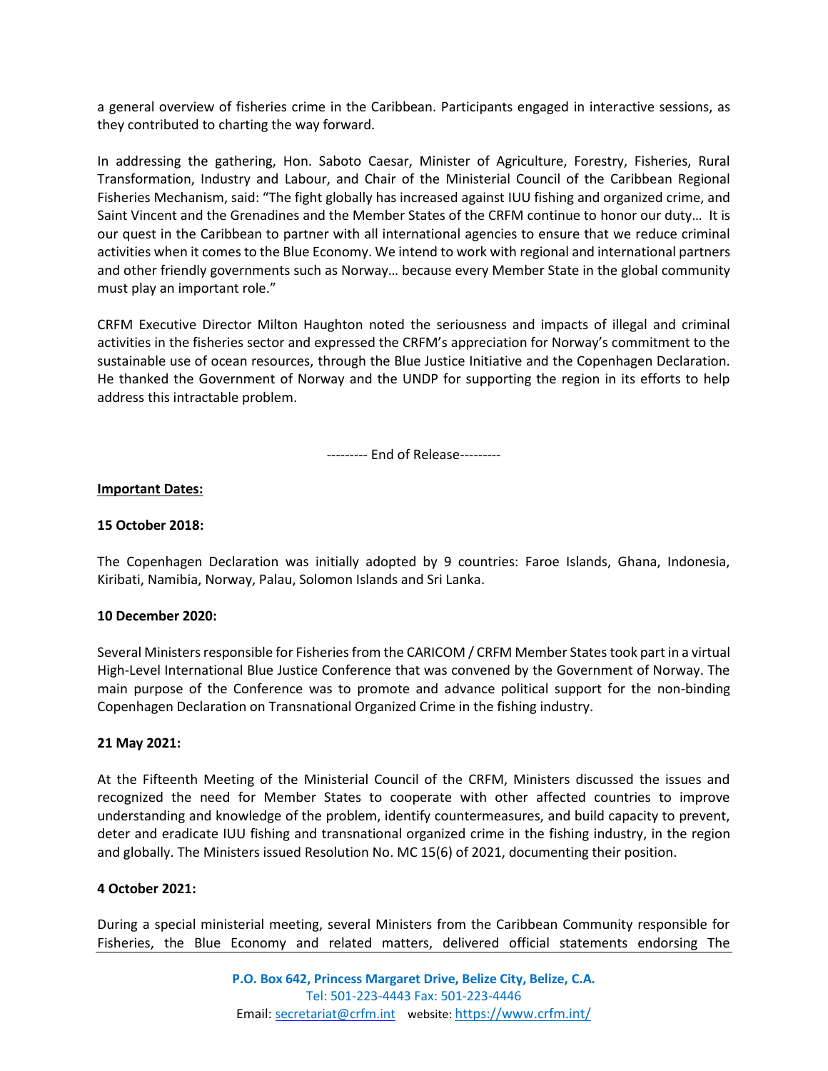a general overview of fisheries crime in the Caribbean. Participants engaged in interactive sessions, as they contributed to charting the way forward.

In addressing the gathering, Hon. Saboto Caesar, Minister of Agriculture, Forestry, Fisheries, Rural Transformation, Industry and Labour, and Chair of the Ministerial Council of the Caribbean Regional Fisheries Mechanism, said: "The fight globally has increased against IUU fishing and organized crime, and Saint Vincent and the Grenadines and the Member States of the CRFM continue to honor our duty… It is our quest in the Caribbean to partner with all international agencies to ensure that we reduce criminal activities when it comes to the Blue Economy. We intend to work with regional and international partners and other friendly governments such as Norway… because every Member State in the global community must play an important role."

CRFM Executive Director Milton Haughton noted the seriousness and impacts of illegal and criminal activities in the fisheries sector and expressed the CRFM's appreciation for Norway's commitment to the sustainable use of ocean resources, through the Blue Justice Initiative and the Copenhagen Declaration. He thanked the Government of Norway and the UNDP for supporting the region in its efforts to help address this intractable problem.

--------- End of Release---------

**Important Dates:**

**15 October 2018:**

The Copenhagen Declaration was initially adopted by 9 countries: Faroe Islands, Ghana, Indonesia, Kiribati, Namibia, Norway, Palau, Solomon Islands and Sri Lanka.

**10 December 2020:**

Several Ministers responsible for Fisheries from the CARICOM / CRFM Member States took part in a virtual High-Level International Blue Justice Conference that was convened by the Government of Norway. The main purpose of the Conference was to promote and advance political support for the non-binding Copenhagen Declaration on Transnational Organized Crime in the fishing industry.

**21 May 2021:**

At the Fifteenth Meeting of the Ministerial Council of the CRFM, Ministers discussed the issues and recognized the need for Member States to cooperate with other affected countries to improve understanding and knowledge of the problem, identify countermeasures, and build capacity to prevent, deter and eradicate IUU fishing and transnational organized crime in the fishing industry, in the region and globally. The Ministers issued Resolution No. MC 15(6) of 2021, documenting their position.

**4 October 2021:**

During a special ministerial meeting, several Ministers from the Caribbean Community responsible for Fisheries, the Blue Economy and related matters, delivered official statements endorsing The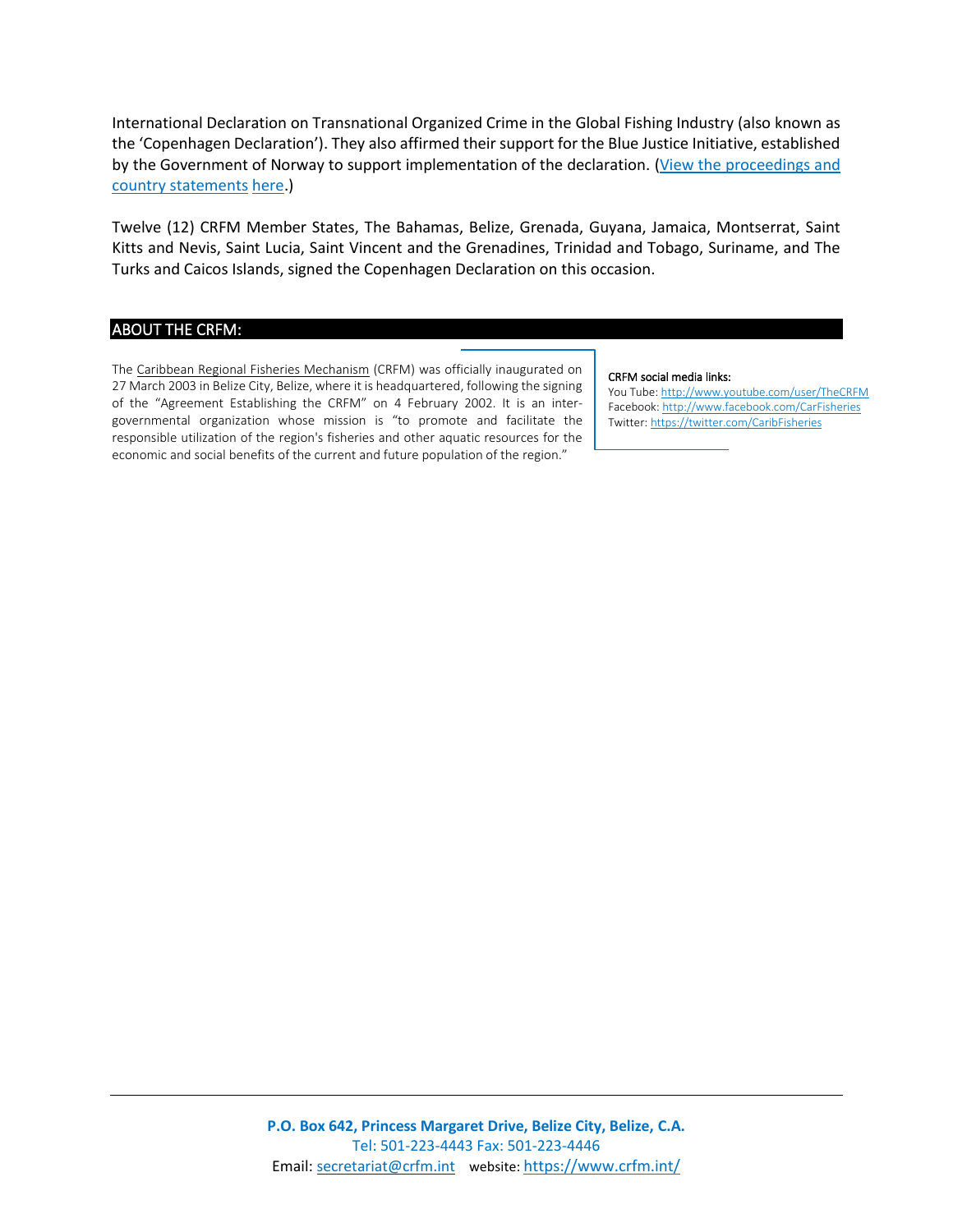International Declaration on Transnational Organized Crime in the Global Fishing Industry (also known as the 'Copenhagen Declaration'). They also affirmed their support for the Blue Justice Initiative, established by the Government of Norway to support implementation of the declaration. (View the proceedings and country statements here.)

Twelve (12) CRFM Member States, The Bahamas, Belize, Grenada, Guyana, Jamaica, Montserrat, Saint Kitts and Nevis, Saint Lucia, Saint Vincent and the Grenadines, Trinidad and Tobago, Suriname, and The Turks and Caicos Islands, signed the Copenhagen Declaration on this occasion.

## ABOUT THE CRFM:

The Caribbean Regional Fisheries Mechanism (CRFM) was officially inaugurated on 27 March 2003 in Belize City, Belize, where it is headquartered, following the signing of the "Agreement Establishing the CRFM" on 4 February 2002. It is an inter-governmental organization whose mission is "to promote and facilitate the responsible utilization of the region's fisheries and other aquatic resources for the economic and social benefits of the current and future population of the region."

**CRFM social media links:**

You Tube: http://www.youtube.com/user/TheCRFM
Facebook: http://www.facebook.com/CarFisheries
Twitter: https://twitter.com/CaribFisheries

**P.O. Box 642, Princess Margaret Drive, Belize City, Belize, C.A.**
Tel: 501-223-4443 Fax: 501-223-4446
Email: secretariat@crfm.int website: https://www.crfm.int/